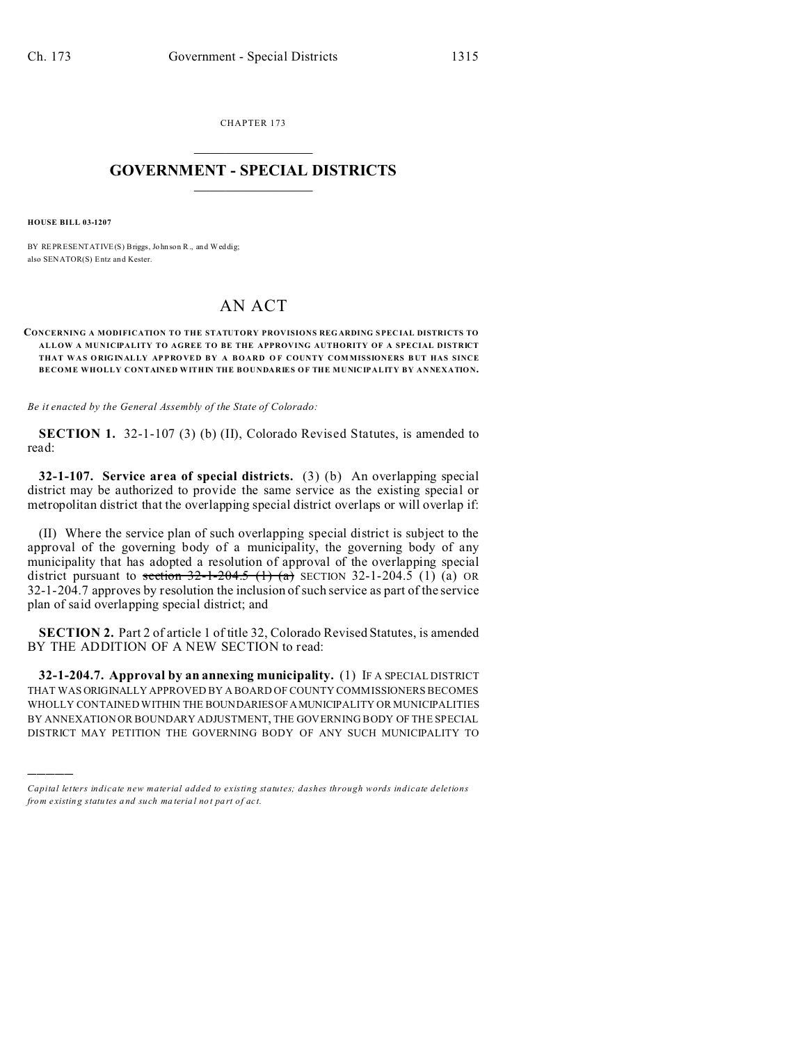CHAPTER 173

# GOVERNMENT - SPECIAL DISTRICTS

**HOUSE BILL 03-1207**

BY REPRESENTATIVE(S) Briggs, Johnson R., and Weddig;
also SENATOR(S) Entz and Kester.

# AN ACT

**CONCERNING A MODIFICATION TO THE STATUTORY PROVISIONS REGARDING SPECIAL DISTRICTS TO ALLOW A MUNICIPALITY TO AGREE TO BE THE APPROVING AUTHORITY OF A SPECIAL DISTRICT THAT WAS ORIGINALLY APPROVED BY A BOARD OF COUNTY COMMISSIONERS BUT HAS SINCE BECOME WHOLLY CONTAINED WITHIN THE BOUNDARIES OF THE MUNICIPALITY BY ANNEXATION.**

*Be it enacted by the General Assembly of the State of Colorado:*

**SECTION 1.** 32-1-107 (3) (b) (II), Colorado Revised Statutes, is amended to read:

**32-1-107. Service area of special districts.** (3) (b) An overlapping special district may be authorized to provide the same service as the existing special or metropolitan district that the overlapping special district overlaps or will overlap if:

(II) Where the service plan of such overlapping special district is subject to the approval of the governing body of a municipality, the governing body of any municipality that has adopted a resolution of approval of the overlapping special district pursuant to ~~section 32-1-204.5 (1) (a)~~ SECTION 32-1-204.5 (1) (a) OR 32-1-204.7 approves by resolution the inclusion of such service as part of the service plan of said overlapping special district; and

**SECTION 2.** Part 2 of article 1 of title 32, Colorado Revised Statutes, is amended BY THE ADDITION OF A NEW SECTION to read:

**32-1-204.7. Approval by an annexing municipality.** (1) IF A SPECIAL DISTRICT THAT WAS ORIGINALLY APPROVED BY A BOARD OF COUNTY COMMISSIONERS BECOMES WHOLLY CONTAINED WITHIN THE BOUNDARIES OF A MUNICIPALITY OR MUNICIPALITIES BY ANNEXATION OR BOUNDARY ADJUSTMENT, THE GOVERNING BODY OF THE SPECIAL DISTRICT MAY PETITION THE GOVERNING BODY OF ANY SUCH MUNICIPALITY TO

---

*Capital letters indicate new material added to existing statutes; dashes through words indicate deletions from existing statutes and such material not part of act.*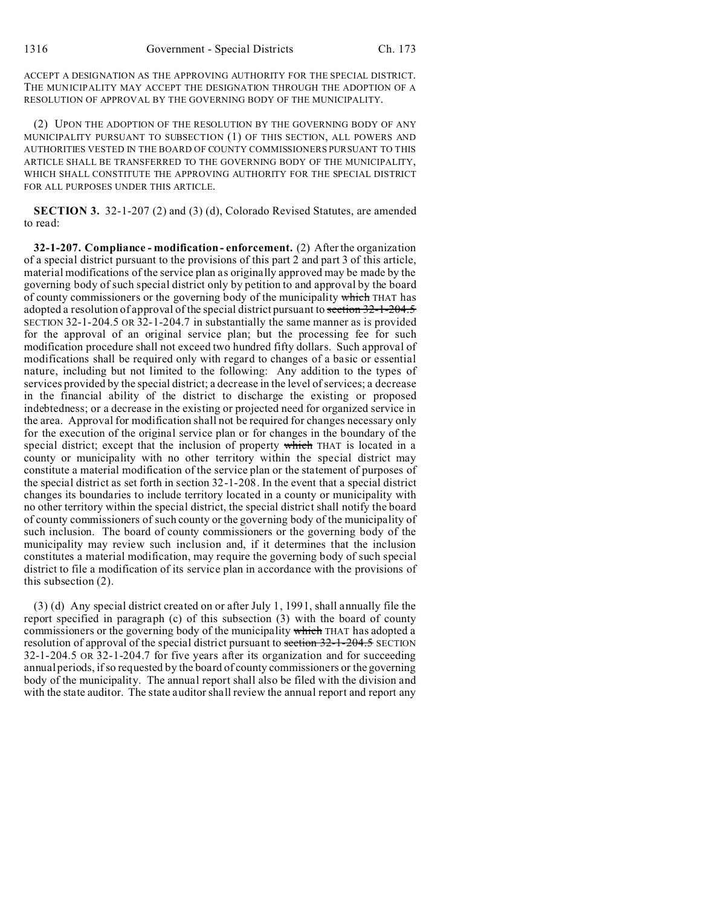ACCEPT A DESIGNATION AS THE APPROVING AUTHORITY FOR THE SPECIAL DISTRICT. THE MUNICIPALITY MAY ACCEPT THE DESIGNATION THROUGH THE ADOPTION OF A RESOLUTION OF APPROVAL BY THE GOVERNING BODY OF THE MUNICIPALITY.

(2) UPON THE ADOPTION OF THE RESOLUTION BY THE GOVERNING BODY OF ANY MUNICIPALITY PURSUANT TO SUBSECTION (1) OF THIS SECTION, ALL POWERS AND AUTHORITIES VESTED IN THE BOARD OF COUNTY COMMISSIONERS PURSUANT TO THIS ARTICLE SHALL BE TRANSFERRED TO THE GOVERNING BODY OF THE MUNICIPALITY, WHICH SHALL CONSTITUTE THE APPROVING AUTHORITY FOR THE SPECIAL DISTRICT FOR ALL PURPOSES UNDER THIS ARTICLE.

**SECTION 3.** 32-1-207 (2) and (3) (d), Colorado Revised Statutes, are amended to read:

**32-1-207. Compliance - modification - enforcement.** (2) After the organization of a special district pursuant to the provisions of this part 2 and part 3 of this article, material modifications of the service plan as originally approved may be made by the governing body of such special district only by petition to and approval by the board of county commissioners or the governing body of the municipality ~~which~~ THAT has adopted a resolution of approval of the special district pursuant to ~~section 32-1-204.5~~ SECTION 32-1-204.5 OR 32-1-204.7 in substantially the same manner as is provided for the approval of an original service plan; but the processing fee for such modification procedure shall not exceed two hundred fifty dollars. Such approval of modifications shall be required only with regard to changes of a basic or essential nature, including but not limited to the following: Any addition to the types of services provided by the special district; a decrease in the level of services; a decrease in the financial ability of the district to discharge the existing or proposed indebtedness; or a decrease in the existing or projected need for organized service in the area. Approval for modification shall not be required for changes necessary only for the execution of the original service plan or for changes in the boundary of the special district; except that the inclusion of property ~~which~~ THAT is located in a county or municipality with no other territory within the special district may constitute a material modification of the service plan or the statement of purposes of the special district as set forth in section 32-1-208. In the event that a special district changes its boundaries to include territory located in a county or municipality with no other territory within the special district, the special district shall notify the board of county commissioners of such county or the governing body of the municipality of such inclusion. The board of county commissioners or the governing body of the municipality may review such inclusion and, if it determines that the inclusion constitutes a material modification, may require the governing body of such special district to file a modification of its service plan in accordance with the provisions of this subsection (2).

(3) (d) Any special district created on or after July 1, 1991, shall annually file the report specified in paragraph (c) of this subsection (3) with the board of county commissioners or the governing body of the municipality ~~which~~ THAT has adopted a resolution of approval of the special district pursuant to ~~section 32-1-204.5~~ SECTION 32-1-204.5 OR 32-1-204.7 for five years after its organization and for succeeding annual periods, if so requested by the board of county commissioners or the governing body of the municipality. The annual report shall also be filed with the division and with the state auditor. The state auditor shall review the annual report and report any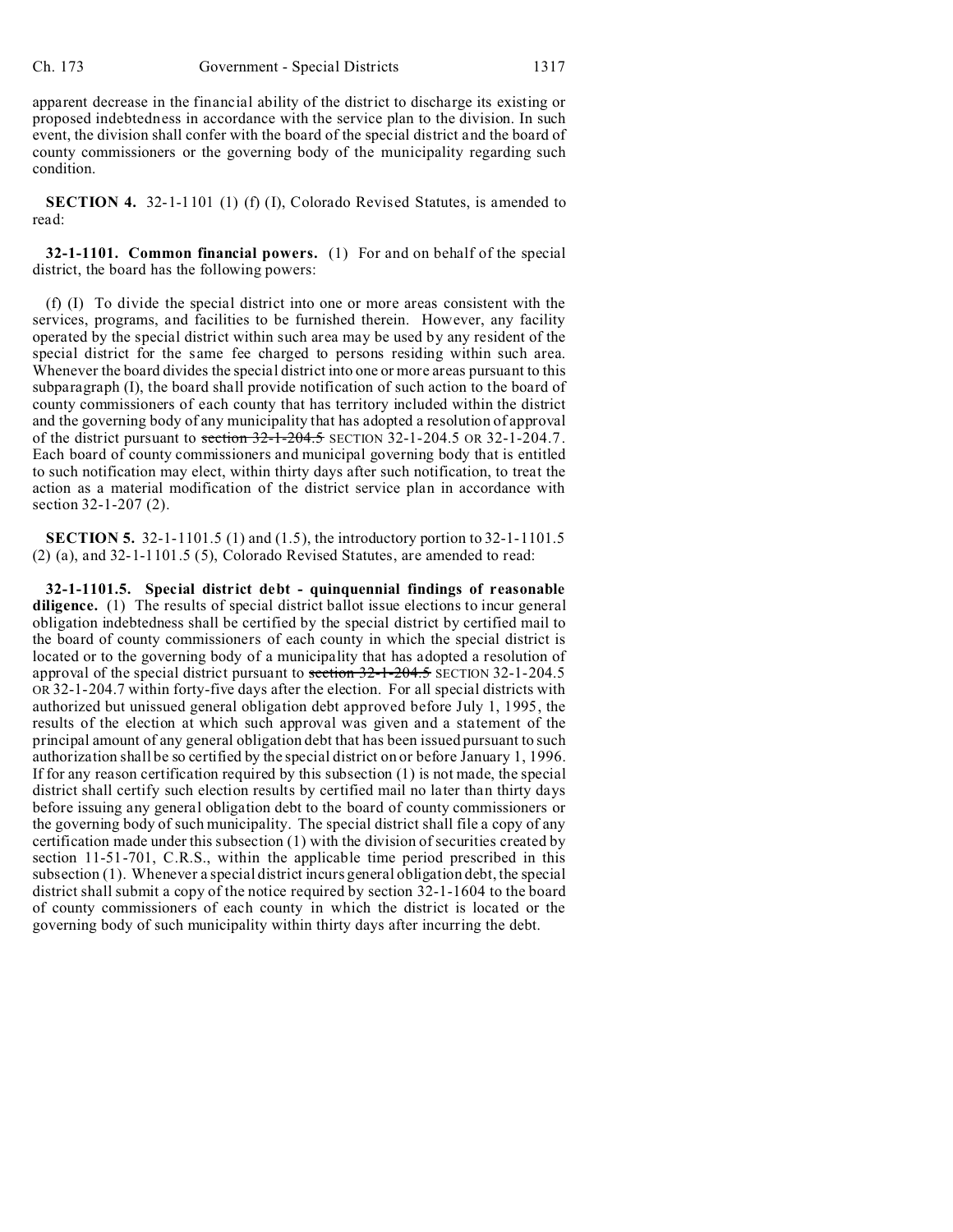apparent decrease in the financial ability of the district to discharge its existing or proposed indebtedness in accordance with the service plan to the division. In such event, the division shall confer with the board of the special district and the board of county commissioners or the governing body of the municipality regarding such condition.

**SECTION 4.** 32-1-1101 (1) (f) (I), Colorado Revised Statutes, is amended to read:

**32-1-1101. Common financial powers.** (1) For and on behalf of the special district, the board has the following powers:

(f) (I) To divide the special district into one or more areas consistent with the services, programs, and facilities to be furnished therein. However, any facility operated by the special district within such area may be used by any resident of the special district for the same fee charged to persons residing within such area. Whenever the board divides the special district into one or more areas pursuant to this subparagraph (I), the board shall provide notification of such action to the board of county commissioners of each county that has territory included within the district and the governing body of any municipality that has adopted a resolution of approval of the district pursuant to ~~section 32-1-204.5~~ SECTION 32-1-204.5 OR 32-1-204.7. Each board of county commissioners and municipal governing body that is entitled to such notification may elect, within thirty days after such notification, to treat the action as a material modification of the district service plan in accordance with section 32-1-207 (2).

**SECTION 5.** 32-1-1101.5 (1) and (1.5), the introductory portion to 32-1-1101.5 (2) (a), and 32-1-1101.5 (5), Colorado Revised Statutes, are amended to read:

**32-1-1101.5. Special district debt - quinquennial findings of reasonable diligence.** (1) The results of special district ballot issue elections to incur general obligation indebtedness shall be certified by the special district by certified mail to the board of county commissioners of each county in which the special district is located or to the governing body of a municipality that has adopted a resolution of approval of the special district pursuant to ~~section 32-1-204.5~~ SECTION 32-1-204.5 OR 32-1-204.7 within forty-five days after the election. For all special districts with authorized but unissued general obligation debt approved before July 1, 1995, the results of the election at which such approval was given and a statement of the principal amount of any general obligation debt that has been issued pursuant to such authorization shall be so certified by the special district on or before January 1, 1996. If for any reason certification required by this subsection (1) is not made, the special district shall certify such election results by certified mail no later than thirty days before issuing any general obligation debt to the board of county commissioners or the governing body of such municipality. The special district shall file a copy of any certification made under this subsection (1) with the division of securities created by section 11-51-701, C.R.S., within the applicable time period prescribed in this subsection (1). Whenever a special district incurs general obligation debt, the special district shall submit a copy of the notice required by section 32-1-1604 to the board of county commissioners of each county in which the district is located or the governing body of such municipality within thirty days after incurring the debt.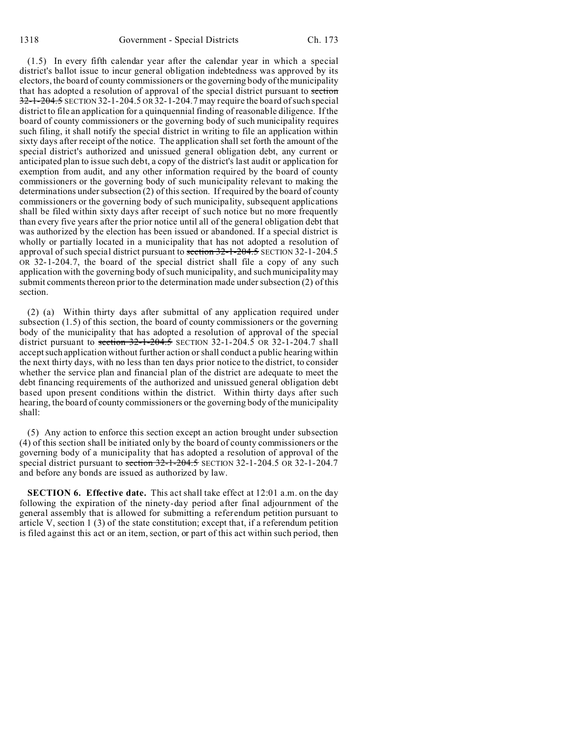(1.5) In every fifth calendar year after the calendar year in which a special district's ballot issue to incur general obligation indebtedness was approved by its electors, the board of county commissioners or the governing body of the municipality that has adopted a resolution of approval of the special district pursuant to ~~section 32-1-204.5~~ SECTION 32-1-204.5 OR 32-1-204.7 may require the board of such special district to file an application for a quinquennial finding of reasonable diligence. If the board of county commissioners or the governing body of such municipality requires such filing, it shall notify the special district in writing to file an application within sixty days after receipt of the notice. The application shall set forth the amount of the special district's authorized and unissued general obligation debt, any current or anticipated plan to issue such debt, a copy of the district's last audit or application for exemption from audit, and any other information required by the board of county commissioners or the governing body of such municipality relevant to making the determinations under subsection (2) of this section. If required by the board of county commissioners or the governing body of such municipality, subsequent applications shall be filed within sixty days after receipt of such notice but no more frequently than every five years after the prior notice until all of the general obligation debt that was authorized by the election has been issued or abandoned. If a special district is wholly or partially located in a municipality that has not adopted a resolution of approval of such special district pursuant to ~~section 32-1-204.5~~ SECTION 32-1-204.5 OR 32-1-204.7, the board of the special district shall file a copy of any such application with the governing body of such municipality, and such municipality may submit comments thereon prior to the determination made under subsection (2) of this section.

(2) (a) Within thirty days after submittal of any application required under subsection (1.5) of this section, the board of county commissioners or the governing body of the municipality that has adopted a resolution of approval of the special district pursuant to ~~section 32-1-204.5~~ SECTION 32-1-204.5 OR 32-1-204.7 shall accept such application without further action or shall conduct a public hearing within the next thirty days, with no less than ten days prior notice to the district, to consider whether the service plan and financial plan of the district are adequate to meet the debt financing requirements of the authorized and unissued general obligation debt based upon present conditions within the district. Within thirty days after such hearing, the board of county commissioners or the governing body of the municipality shall:

(5) Any action to enforce this section except an action brought under subsection (4) of this section shall be initiated only by the board of county commissioners or the governing body of a municipality that has adopted a resolution of approval of the special district pursuant to ~~section 32-1-204.5~~ SECTION 32-1-204.5 OR 32-1-204.7 and before any bonds are issued as authorized by law.

**SECTION 6. Effective date.** This act shall take effect at 12:01 a.m. on the day following the expiration of the ninety-day period after final adjournment of the general assembly that is allowed for submitting a referendum petition pursuant to article V, section 1 (3) of the state constitution; except that, if a referendum petition is filed against this act or an item, section, or part of this act within such period, then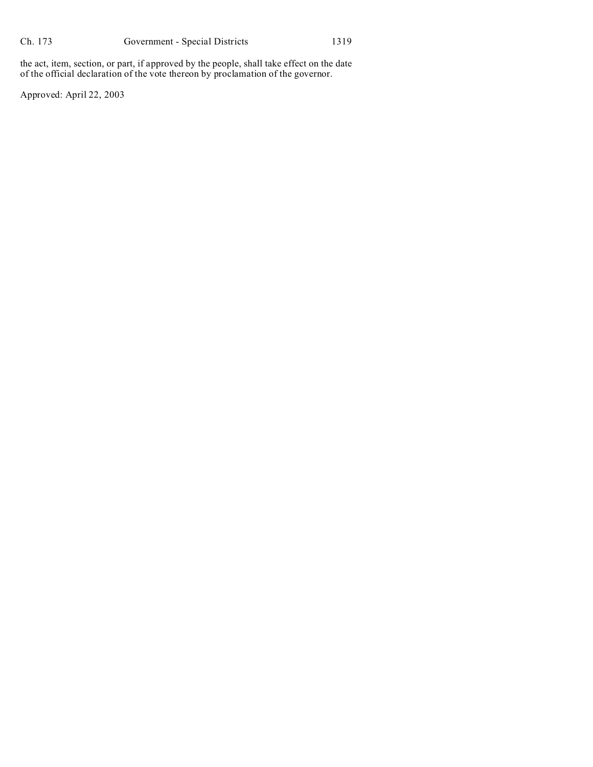the act, item, section, or part, if approved by the people, shall take effect on the date of the official declaration of the vote thereon by proclamation of the governor.

Approved: April 22, 2003